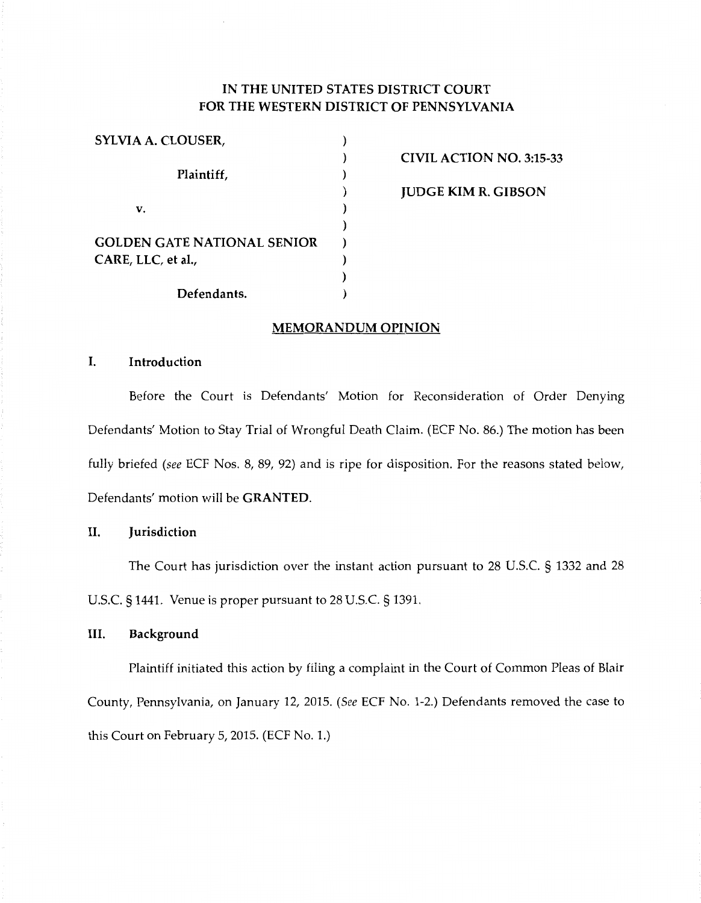# IN THE UNITED STATES DISTRICT COURT FOR THE WESTERN DISTRICT OF PENNSYLVANIA

| | | |
|---|---|---|
| **SYLVIA A. CLOUSER,** | ) | |
| | ) | **CIVIL ACTION NO. 3:15-33** |
| **Plaintiff,** | ) | |
| | ) | **JUDGE KIM R. GIBSON** |
| **v.** | ) | |
| | ) | |
| **GOLDEN GATE NATIONAL SENIOR CARE, LLC, et al.,** | ) | |
| | ) | |
| **Defendants.** | ) | |

## MEMORANDUM OPINION

### I. Introduction

Before the Court is Defendants' Motion for Reconsideration of Order Denying Defendants' Motion to Stay Trial of Wrongful Death Claim. (ECF No. 86.) The motion has been fully briefed (*see* ECF Nos. 8, 89, 92) and is ripe for disposition. For the reasons stated below, Defendants' motion will be **GRANTED**.

### II. Jurisdiction

The Court has jurisdiction over the instant action pursuant to 28 U.S.C. § 1332 and 28 U.S.C. § 1441. Venue is proper pursuant to 28 U.S.C. § 1391.

### III. Background

Plaintiff initiated this action by filing a complaint in the Court of Common Pleas of Blair County, Pennsylvania, on January 12, 2015. (*See* ECF No. 1-2.) Defendants removed the case to this Court on February 5, 2015. (ECF No. 1.)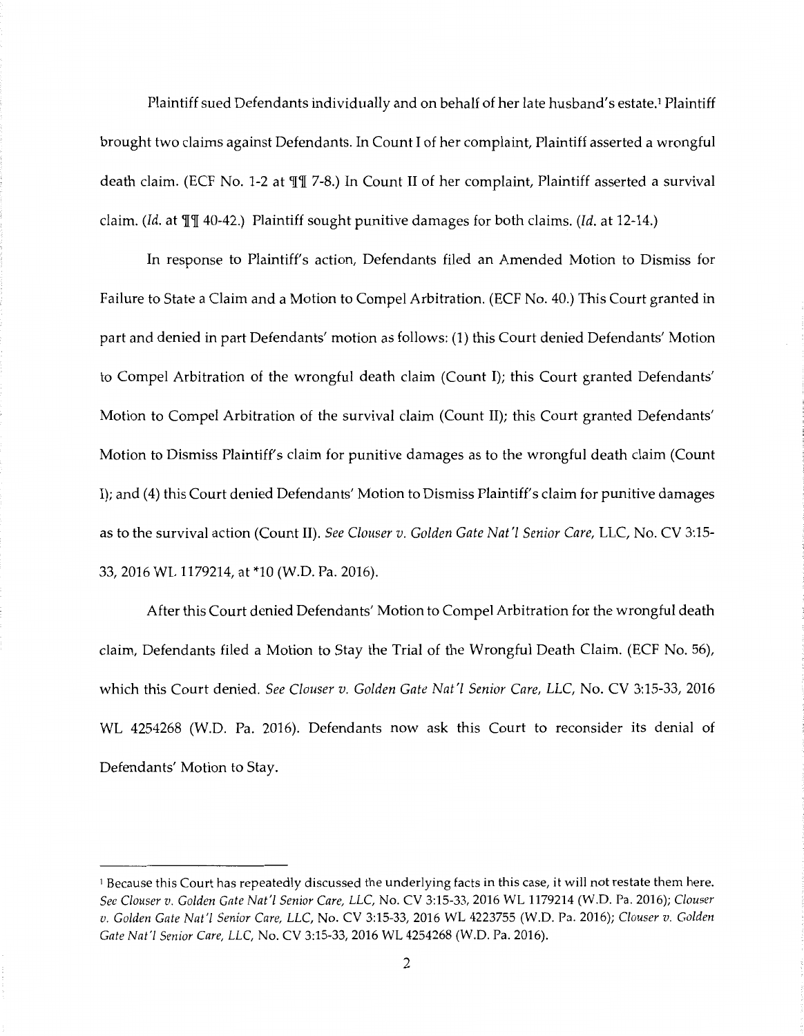Plaintiff sued Defendants individually and on behalf of her late husband's estate.[1] Plaintiff brought two claims against Defendants. In Count I of her complaint, Plaintiff asserted a wrongful death claim. (ECF No. 1-2 at ¶¶ 7-8.) In Count II of her complaint, Plaintiff asserted a survival claim. (*Id.* at ¶¶ 40-42.) Plaintiff sought punitive damages for both claims. (*Id.* at 12-14.)

In response to Plaintiff's action, Defendants filed an Amended Motion to Dismiss for Failure to State a Claim and a Motion to Compel Arbitration. (ECF No. 40.) This Court granted in part and denied in part Defendants' motion as follows: (1) this Court denied Defendants' Motion to Compel Arbitration of the wrongful death claim (Count I); this Court granted Defendants' Motion to Compel Arbitration of the survival claim (Count II); this Court granted Defendants' Motion to Dismiss Plaintiff's claim for punitive damages as to the wrongful death claim (Count I); and (4) this Court denied Defendants' Motion to Dismiss Plaintiff's claim for punitive damages as to the survival action (Count II). *See Clouser v. Golden Gate Nat'l Senior Care*, LLC, No. CV 3:15-33, 2016 WL 1179214, at *10 (W.D. Pa. 2016).

After this Court denied Defendants' Motion to Compel Arbitration for the wrongful death claim, Defendants filed a Motion to Stay the Trial of the Wrongful Death Claim. (ECF No. 56), which this Court denied. *See Clouser v. Golden Gate Nat'l Senior Care, LLC*, No. CV 3:15-33, 2016 WL 4254268 (W.D. Pa. 2016). Defendants now ask this Court to reconsider its denial of Defendants' Motion to Stay.

---

[1] Because this Court has repeatedly discussed the underlying facts in this case, it will not restate them here. *See Clouser v. Golden Gate Nat'l Senior Care, LLC*, No. CV 3:15-33, 2016 WL 1179214 (W.D. Pa. 2016); *Clouser v. Golden Gate Nat'l Senior Care, LLC*, No. CV 3:15-33, 2016 WL 4223755 (W.D. Pa. 2016); *Clouser v. Golden Gate Nat'l Senior Care, LLC*, No. CV 3:15-33, 2016 WL 4254268 (W.D. Pa. 2016).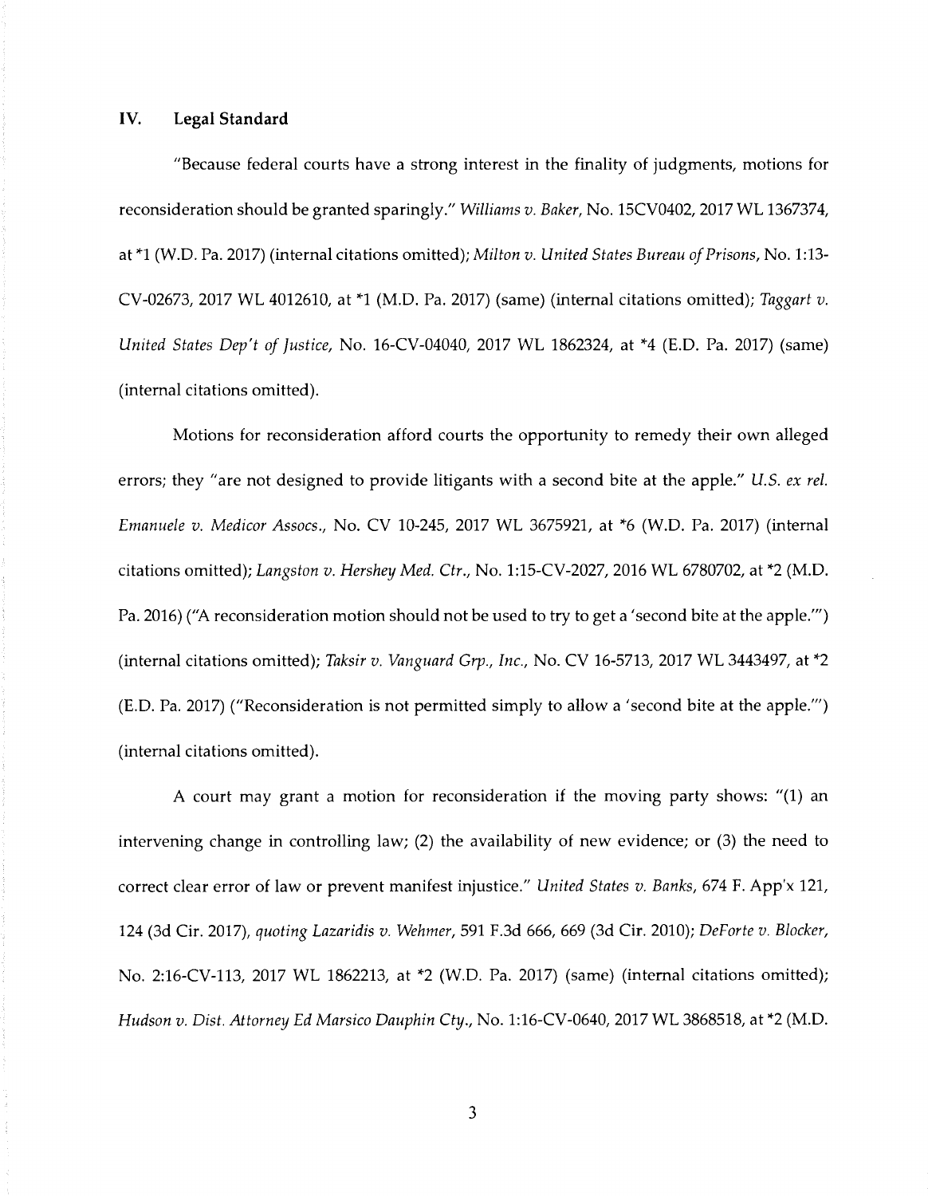## IV. Legal Standard

"Because federal courts have a strong interest in the finality of judgments, motions for reconsideration should be granted sparingly." *Williams v. Baker*, No. 15CV0402, 2017 WL 1367374, at *1 (W.D. Pa. 2017) (internal citations omitted); *Milton v. United States Bureau of Prisons*, No. 1:13-CV-02673, 2017 WL 4012610, at *1 (M.D. Pa. 2017) (same) (internal citations omitted); *Taggart v. United States Dep't of Justice*, No. 16-CV-04040, 2017 WL 1862324, at *4 (E.D. Pa. 2017) (same) (internal citations omitted).

Motions for reconsideration afford courts the opportunity to remedy their own alleged errors; they "are not designed to provide litigants with a second bite at the apple." *U.S. ex rel. Emanuele v. Medicor Assocs.*, No. CV 10-245, 2017 WL 3675921, at *6 (W.D. Pa. 2017) (internal citations omitted); *Langston v. Hershey Med. Ctr.*, No. 1:15-CV-2027, 2016 WL 6780702, at *2 (M.D. Pa. 2016) ("A reconsideration motion should not be used to try to get a 'second bite at the apple.'") (internal citations omitted); *Taksir v. Vanguard Grp., Inc.*, No. CV 16-5713, 2017 WL 3443497, at *2 (E.D. Pa. 2017) ("Reconsideration is not permitted simply to allow a 'second bite at the apple.'") (internal citations omitted).

A court may grant a motion for reconsideration if the moving party shows: "(1) an intervening change in controlling law; (2) the availability of new evidence; or (3) the need to correct clear error of law or prevent manifest injustice." *United States v. Banks*, 674 F. App'x 121, 124 (3d Cir. 2017), *quoting Lazaridis v. Wehmer*, 591 F.3d 666, 669 (3d Cir. 2010); *DeForte v. Blocker*, No. 2:16-CV-113, 2017 WL 1862213, at *2 (W.D. Pa. 2017) (same) (internal citations omitted); *Hudson v. Dist. Attorney Ed Marsico Dauphin Cty.*, No. 1:16-CV-0640, 2017 WL 3868518, at *2 (M.D.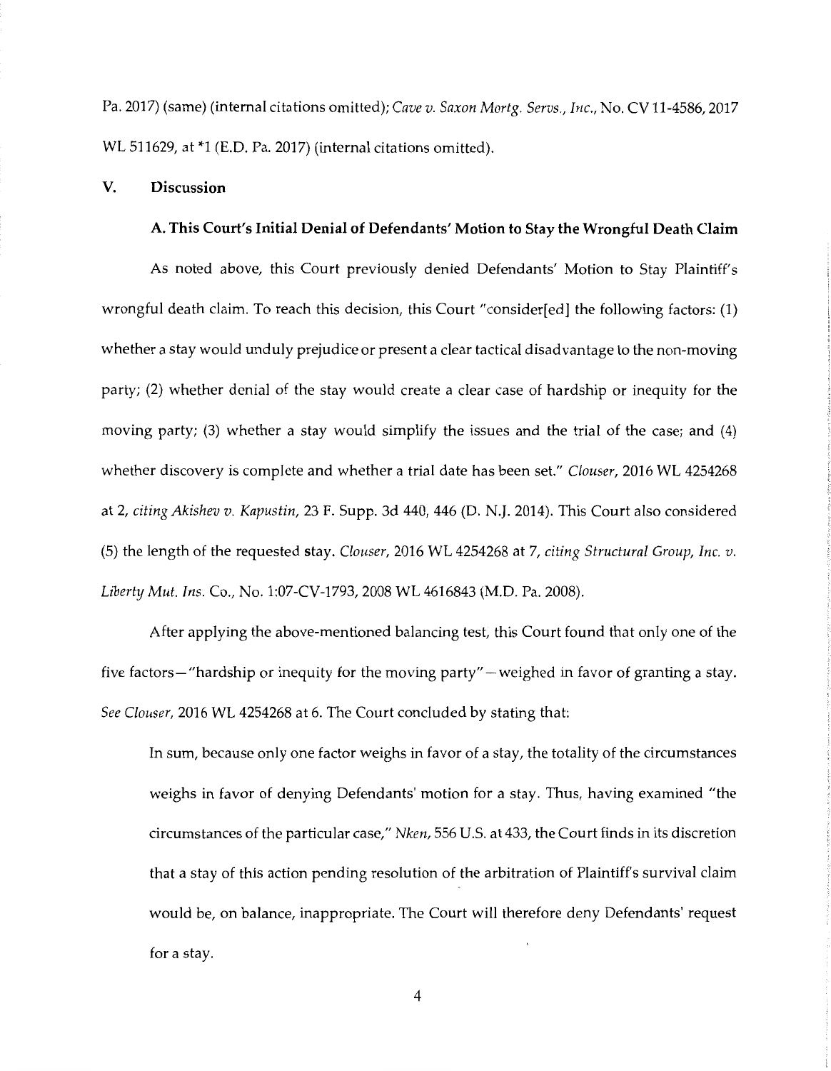Pa. 2017) (same) (internal citations omitted); *Cave v. Saxon Mortg. Servs., Inc.*, No. CV 11-4586, 2017 WL 511629, at *1 (E.D. Pa. 2017) (internal citations omitted).

## V. Discussion

### A. This Court's Initial Denial of Defendants' Motion to Stay the Wrongful Death Claim

As noted above, this Court previously denied Defendants' Motion to Stay Plaintiff's wrongful death claim. To reach this decision, this Court "consider[ed] the following factors: (1) whether a stay would unduly prejudice or present a clear tactical disadvantage to the non-moving party; (2) whether denial of the stay would create a clear case of hardship or inequity for the moving party; (3) whether a stay would simplify the issues and the trial of the case; and (4) whether discovery is complete and whether a trial date has been set." *Clouser*, 2016 WL 4254268 at 2, *citing Akishev v. Kapustin*, 23 F. Supp. 3d 440, 446 (D. N.J. 2014). This Court also considered (5) the length of the requested stay. *Clouser*, 2016 WL 4254268 at 7, *citing Structural Group, Inc. v. Liberty Mut. Ins. Co.*, No. 1:07-CV-1793, 2008 WL 4616843 (M.D. Pa. 2008).

After applying the above-mentioned balancing test, this Court found that only one of the five factors—"hardship or inequity for the moving party"—weighed in favor of granting a stay. *See Clouser*, 2016 WL 4254268 at 6. The Court concluded by stating that:

> In sum, because only one factor weighs in favor of a stay, the totality of the circumstances weighs in favor of denying Defendants' motion for a stay. Thus, having examined "the circumstances of the particular case," *Nken*, 556 U.S. at 433, the Court finds in its discretion that a stay of this action pending resolution of the arbitration of Plaintiff's survival claim would be, on balance, inappropriate. The Court will therefore deny Defendants' request for a stay.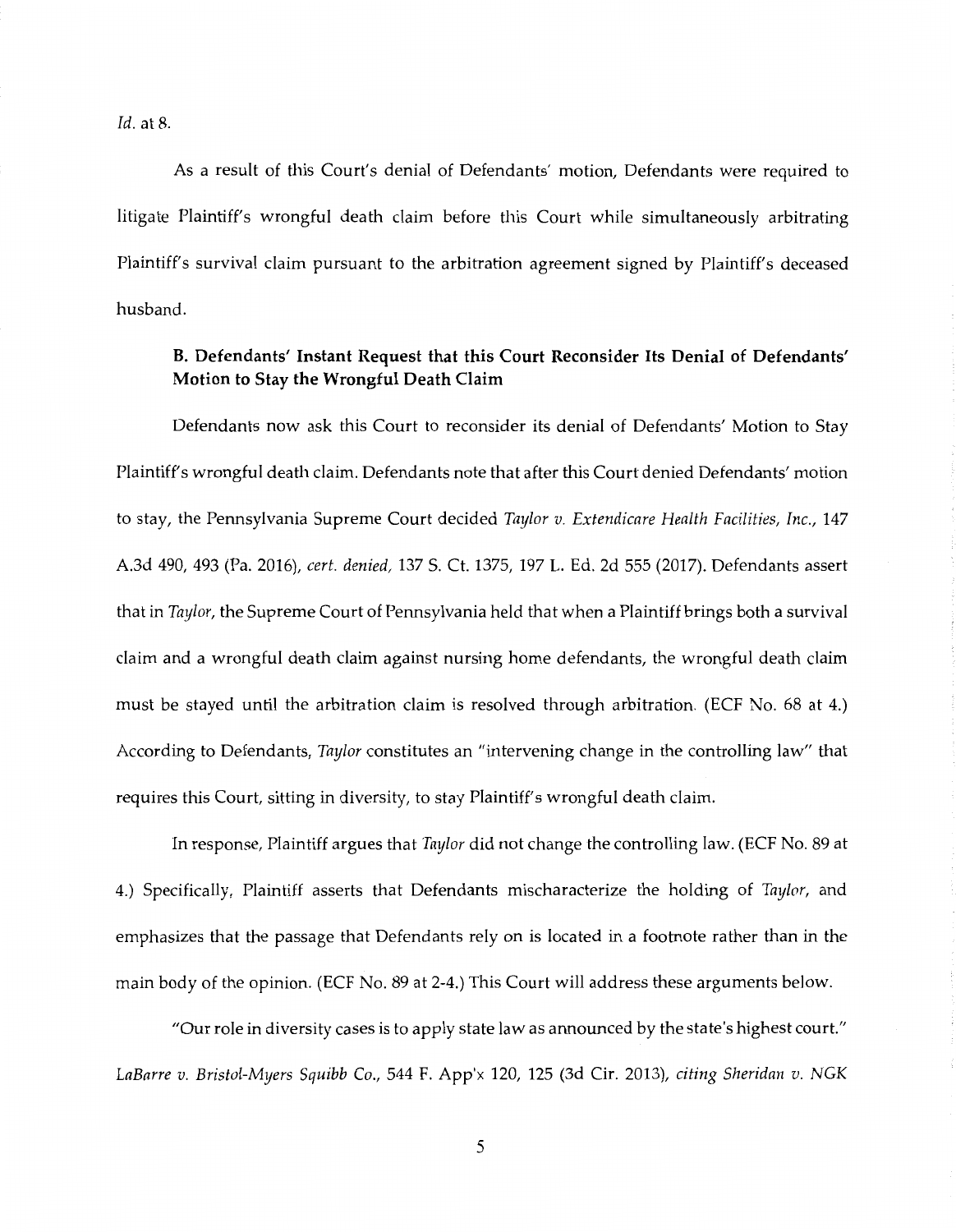*Id.* at 8.

As a result of this Court's denial of Defendants' motion, Defendants were required to litigate Plaintiff's wrongful death claim before this Court while simultaneously arbitrating Plaintiff's survival claim pursuant to the arbitration agreement signed by Plaintiff's deceased husband.

### B. Defendants' Instant Request that this Court Reconsider Its Denial of Defendants' Motion to Stay the Wrongful Death Claim

Defendants now ask this Court to reconsider its denial of Defendants' Motion to Stay Plaintiff's wrongful death claim. Defendants note that after this Court denied Defendants' motion to stay, the Pennsylvania Supreme Court decided *Taylor v. Extendicare Health Facilities, Inc.*, 147 A.3d 490, 493 (Pa. 2016), *cert. denied*, 137 S. Ct. 1375, 197 L. Ed. 2d 555 (2017). Defendants assert that in *Taylor*, the Supreme Court of Pennsylvania held that when a Plaintiff brings both a survival claim and a wrongful death claim against nursing home defendants, the wrongful death claim must be stayed until the arbitration claim is resolved through arbitration. (ECF No. 68 at 4.) According to Defendants, *Taylor* constitutes an "intervening change in the controlling law" that requires this Court, sitting in diversity, to stay Plaintiff's wrongful death claim.

In response, Plaintiff argues that *Taylor* did not change the controlling law. (ECF No. 89 at 4.) Specifically, Plaintiff asserts that Defendants mischaracterize the holding of *Taylor*, and emphasizes that the passage that Defendants rely on is located in a footnote rather than in the main body of the opinion. (ECF No. 89 at 2-4.) This Court will address these arguments below.

"Our role in diversity cases is to apply state law as announced by the state's highest court." *LaBarre v. Bristol-Myers Squibb Co.*, 544 F. App'x 120, 125 (3d Cir. 2013), *citing Sheridan v. NGK*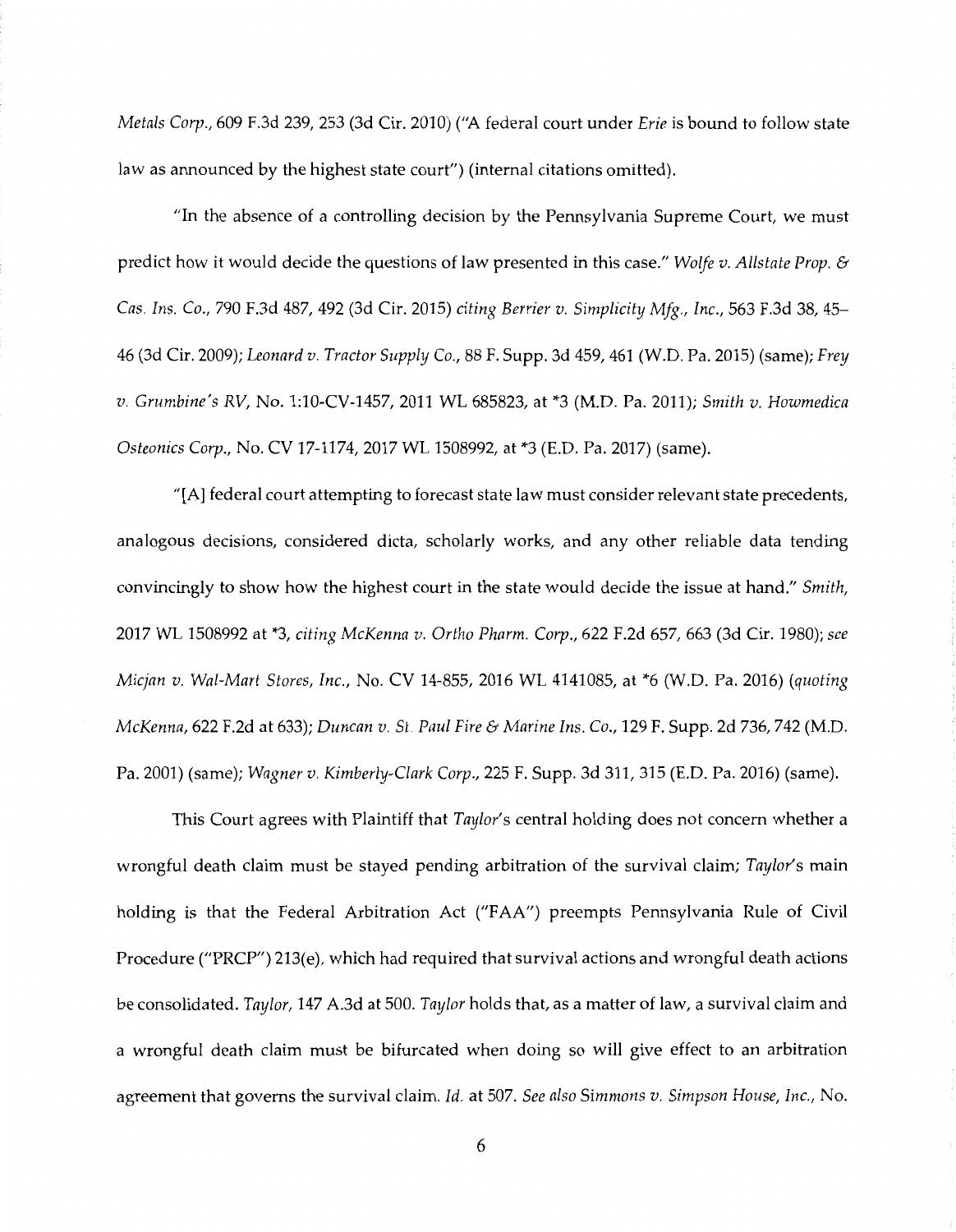*Metals Corp.*, 609 F.3d 239, 253 (3d Cir. 2010) ("A federal court under *Erie* is bound to follow state law as announced by the highest state court") (internal citations omitted).

"In the absence of a controlling decision by the Pennsylvania Supreme Court, we must predict how it would decide the questions of law presented in this case." *Wolfe v. Allstate Prop. & Cas. Ins. Co.*, 790 F.3d 487, 492 (3d Cir. 2015) *citing Berrier v. Simplicity Mfg., Inc.*, 563 F.3d 38, 45–46 (3d Cir. 2009); *Leonard v. Tractor Supply Co.*, 88 F. Supp. 3d 459, 461 (W.D. Pa. 2015) (same); *Frey v. Grumbine's RV*, No. 1:10-CV-1457, 2011 WL 685823, at *3 (M.D. Pa. 2011); *Smith v. Howmedica Osteonics Corp.*, No. CV 17-1174, 2017 WL 1508992, at *3 (E.D. Pa. 2017) (same).

"[A] federal court attempting to forecast state law must consider relevant state precedents, analogous decisions, considered dicta, scholarly works, and any other reliable data tending convincingly to show how the highest court in the state would decide the issue at hand." *Smith*, 2017 WL 1508992 at *3, *citing McKenna v. Ortho Pharm. Corp.*, 622 F.2d 657, 663 (3d Cir. 1980); *see Micjan v. Wal-Mart Stores, Inc.*, No. CV 14-855, 2016 WL 4141085, at *6 (W.D. Pa. 2016) (*quoting McKenna*, 622 F.2d at 633); *Duncan v. St. Paul Fire & Marine Ins. Co.*, 129 F. Supp. 2d 736, 742 (M.D. Pa. 2001) (same); *Wagner v. Kimberly-Clark Corp.*, 225 F. Supp. 3d 311, 315 (E.D. Pa. 2016) (same).

This Court agrees with Plaintiff that *Taylor*'s central holding does not concern whether a wrongful death claim must be stayed pending arbitration of the survival claim; *Taylor*'s main holding is that the Federal Arbitration Act ("FAA") preempts Pennsylvania Rule of Civil Procedure ("PRCP") 213(e), which had required that survival actions and wrongful death actions be consolidated. *Taylor*, 147 A.3d at 500. *Taylor* holds that, as a matter of law, a survival claim and a wrongful death claim must be bifurcated when doing so will give effect to an arbitration agreement that governs the survival claim. *Id.* at 507. *See also Simmons v. Simpson House, Inc.*, No.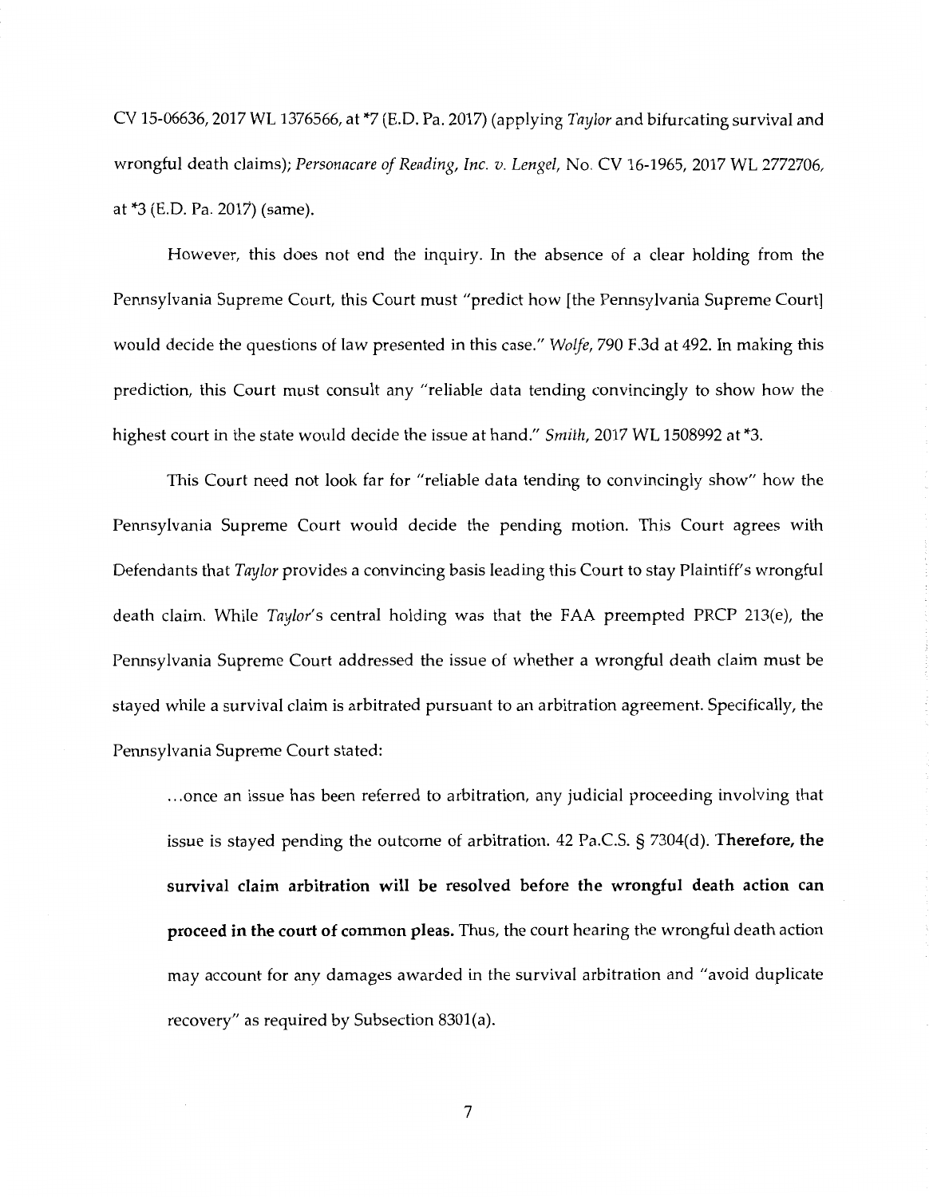CV 15-06636, 2017 WL 1376566, at *7 (E.D. Pa. 2017) (applying *Taylor* and bifurcating survival and wrongful death claims); *Personacare of Reading, Inc. v. Lengel*, No. CV 16-1965, 2017 WL 2772706, at *3 (E.D. Pa. 2017) (same).

However, this does not end the inquiry. In the absence of a clear holding from the Pennsylvania Supreme Court, this Court must "predict how [the Pennsylvania Supreme Court] would decide the questions of law presented in this case." *Wolfe*, 790 F.3d at 492. In making this prediction, this Court must consult any "reliable data tending convincingly to show how the highest court in the state would decide the issue at hand." *Smith*, 2017 WL 1508992 at *3.

This Court need not look far for "reliable data tending to convincingly show" how the Pennsylvania Supreme Court would decide the pending motion. This Court agrees with Defendants that *Taylor* provides a convincing basis leading this Court to stay Plaintiff's wrongful death claim. While *Taylor*'s central holding was that the FAA preempted PRCP 213(e), the Pennsylvania Supreme Court addressed the issue of whether a wrongful death claim must be stayed while a survival claim is arbitrated pursuant to an arbitration agreement. Specifically, the Pennsylvania Supreme Court stated:

> ...once an issue has been referred to arbitration, any judicial proceeding involving that issue is stayed pending the outcome of arbitration. 42 Pa.C.S. § 7304(d). **Therefore, the survival claim arbitration will be resolved before the wrongful death action can proceed in the court of common pleas.** Thus, the court hearing the wrongful death action may account for any damages awarded in the survival arbitration and "avoid duplicate recovery" as required by Subsection 8301(a).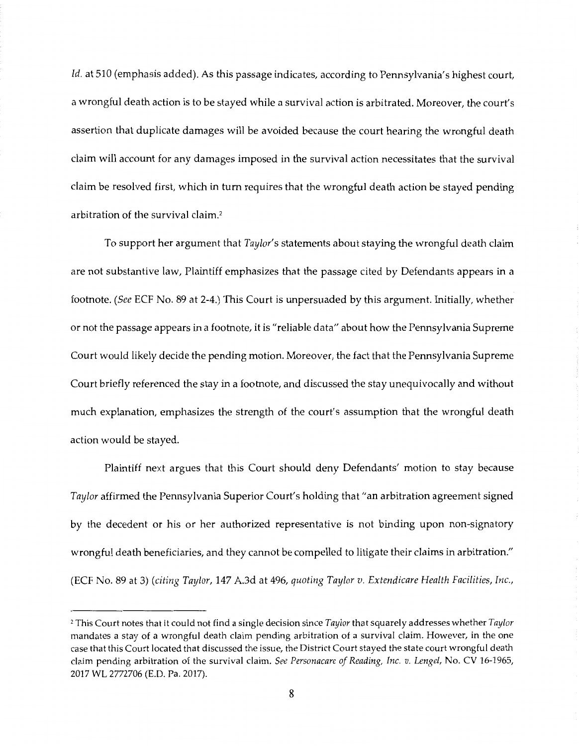*Id.* at 510 (emphasis added). As this passage indicates, according to Pennsylvania's highest court, a wrongful death action is to be stayed while a survival action is arbitrated. Moreover, the court's assertion that duplicate damages will be avoided because the court hearing the wrongful death claim will account for any damages imposed in the survival action necessitates that the survival claim be resolved first, which in turn requires that the wrongful death action be stayed pending arbitration of the survival claim.[2]

To support her argument that *Taylor*'s statements about staying the wrongful death claim are not substantive law, Plaintiff emphasizes that the passage cited by Defendants appears in a footnote. (*See* ECF No. 89 at 2-4.) This Court is unpersuaded by this argument. Initially, whether or not the passage appears in a footnote, it is "reliable data" about how the Pennsylvania Supreme Court would likely decide the pending motion. Moreover, the fact that the Pennsylvania Supreme Court briefly referenced the stay in a footnote, and discussed the stay unequivocally and without much explanation, emphasizes the strength of the court's assumption that the wrongful death action would be stayed.

Plaintiff next argues that this Court should deny Defendants' motion to stay because *Taylor* affirmed the Pennsylvania Superior Court's holding that "an arbitration agreement signed by the decedent or his or her authorized representative is not binding upon non-signatory wrongful death beneficiaries, and they cannot be compelled to litigate their claims in arbitration." (ECF No. 89 at 3) (*citing Taylor*, 147 A.3d at 496, *quoting Taylor v. Extendicare Health Facilities, Inc.*,

---

[2] This Court notes that it could not find a single decision since *Taylor* that squarely addresses whether *Taylor* mandates a stay of a wrongful death claim pending arbitration of a survival claim. However, in the one case that this Court located that discussed the issue, the District Court stayed the state court wrongful death claim pending arbitration of the survival claim. *See Personacare of Reading, Inc. v. Lengel*, No. CV 16-1965, 2017 WL 2772706 (E.D. Pa. 2017).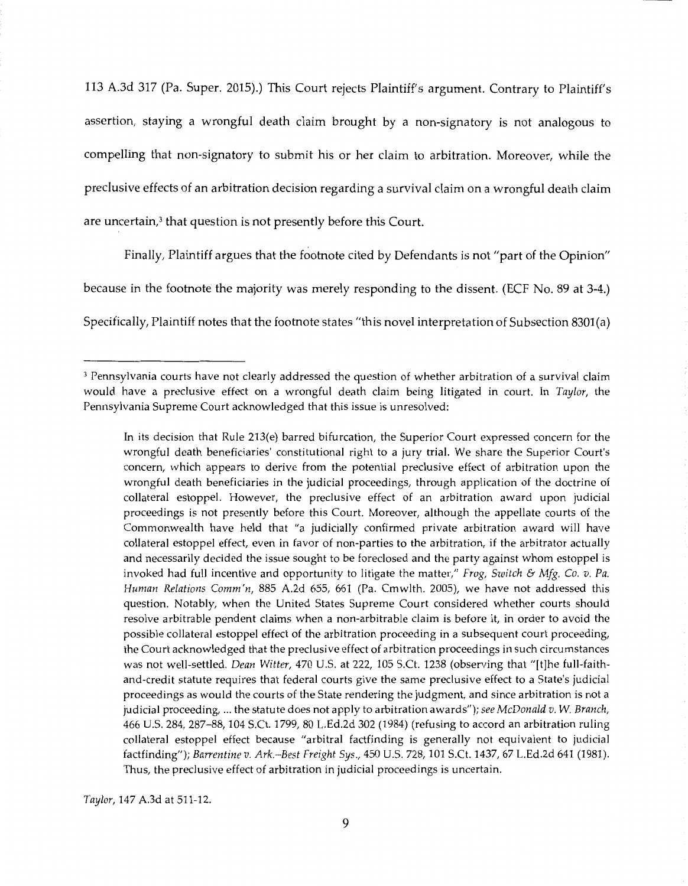113 A.3d 317 (Pa. Super. 2015).) This Court rejects Plaintiff's argument. Contrary to Plaintiff's assertion, staying a wrongful death claim brought by a non-signatory is not analogous to compelling that non-signatory to submit his or her claim to arbitration. Moreover, while the preclusive effects of an arbitration decision regarding a survival claim on a wrongful death claim are uncertain,[3] that question is not presently before this Court.

Finally, Plaintiff argues that the footnote cited by Defendants is not "part of the Opinion" because in the footnote the majority was merely responding to the dissent. (ECF No. 89 at 3-4.) Specifically, Plaintiff notes that the footnote states "this novel interpretation of Subsection 8301(a)

---

[3] Pennsylvania courts have not clearly addressed the question of whether arbitration of a survival claim would have a preclusive effect on a wrongful death claim being litigated in court. In *Taylor*, the Pennsylvania Supreme Court acknowledged that this issue is unresolved:

> In its decision that Rule 213(e) barred bifurcation, the Superior Court expressed concern for the wrongful death beneficiaries' constitutional right to a jury trial. We share the Superior Court's concern, which appears to derive from the potential preclusive effect of arbitration upon the wrongful death beneficiaries in the judicial proceedings, through application of the doctrine of collateral estoppel. However, the preclusive effect of an arbitration award upon judicial proceedings is not presently before this Court. Moreover, although the appellate courts of the Commonwealth have held that "a judicially confirmed private arbitration award will have collateral estoppel effect, even in favor of non-parties to the arbitration, if the arbitrator actually and necessarily decided the issue sought to be foreclosed and the party against whom estoppel is invoked had full incentive and opportunity to litigate the matter," *Frog, Switch & Mfg. Co. v. Pa. Human Relations Comm'n*, 885 A.2d 655, 661 (Pa. Cmwlth. 2005), we have not addressed this question. Notably, when the United States Supreme Court considered whether courts should resolve arbitrable pendent claims when a non-arbitrable claim is before it, in order to avoid the possible collateral estoppel effect of the arbitration proceeding in a subsequent court proceeding, the Court acknowledged that the preclusive effect of arbitration proceedings in such circumstances was not well-settled. *Dean Witter*, 470 U.S. at 222, 105 S.Ct. 1238 (observing that "[t]he full-faith-and-credit statute requires that federal courts give the same preclusive effect to a State's judicial proceedings as would the courts of the State rendering the judgment, and since arbitration is not a judicial proceeding, ... the statute does not apply to arbitration awards"); *see McDonald v. W. Branch*, 466 U.S. 284, 287–88, 104 S.Ct. 1799, 80 L.Ed.2d 302 (1984) (refusing to accord an arbitration ruling collateral estoppel effect because "arbitral factfinding is generally not equivalent to judicial factfinding"); *Barrentine v. Ark.–Best Freight Sys.*, 450 U.S. 728, 101 S.Ct. 1437, 67 L.Ed.2d 641 (1981). Thus, the preclusive effect of arbitration in judicial proceedings is uncertain.

*Taylor*, 147 A.3d at 511-12.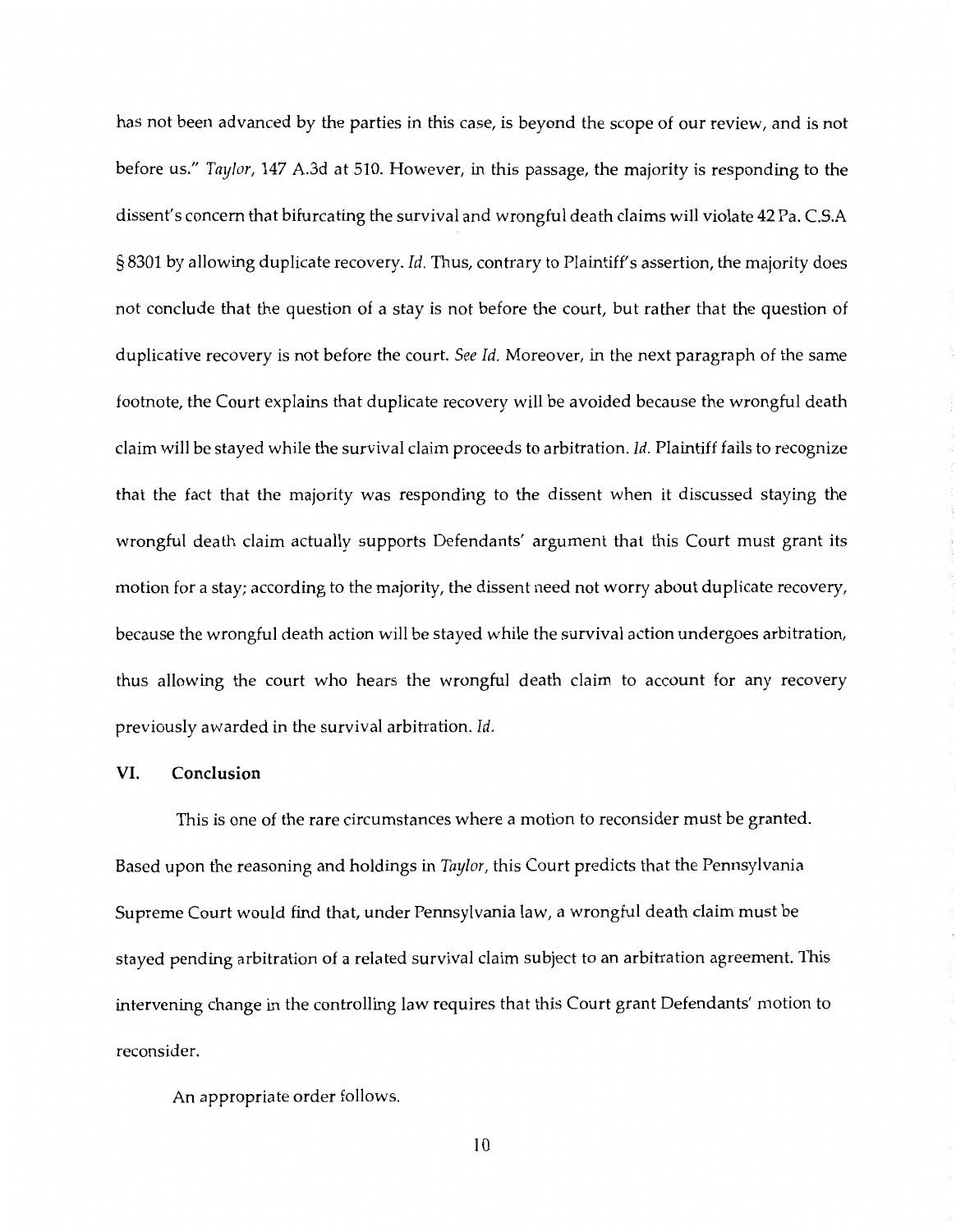has not been advanced by the parties in this case, is beyond the scope of our review, and is not before us." *Taylor*, 147 A.3d at 510. However, in this passage, the majority is responding to the dissent's concern that bifurcating the survival and wrongful death claims will violate 42 Pa. C.S.A § 8301 by allowing duplicate recovery. *Id.* Thus, contrary to Plaintiff's assertion, the majority does not conclude that the question of a stay is not before the court, but rather that the question of duplicative recovery is not before the court. *See Id.* Moreover, in the next paragraph of the same footnote, the Court explains that duplicate recovery will be avoided because the wrongful death claim will be stayed while the survival claim proceeds to arbitration. *Id.* Plaintiff fails to recognize that the fact that the majority was responding to the dissent when it discussed staying the wrongful death claim actually supports Defendants' argument that this Court must grant its motion for a stay; according to the majority, the dissent need not worry about duplicate recovery, because the wrongful death action will be stayed while the survival action undergoes arbitration, thus allowing the court who hears the wrongful death claim to account for any recovery previously awarded in the survival arbitration. *Id.*

## VI. Conclusion

This is one of the rare circumstances where a motion to reconsider must be granted. Based upon the reasoning and holdings in *Taylor*, this Court predicts that the Pennsylvania Supreme Court would find that, under Pennsylvania law, a wrongful death claim must be stayed pending arbitration of a related survival claim subject to an arbitration agreement. This intervening change in the controlling law requires that this Court grant Defendants' motion to reconsider.

An appropriate order follows.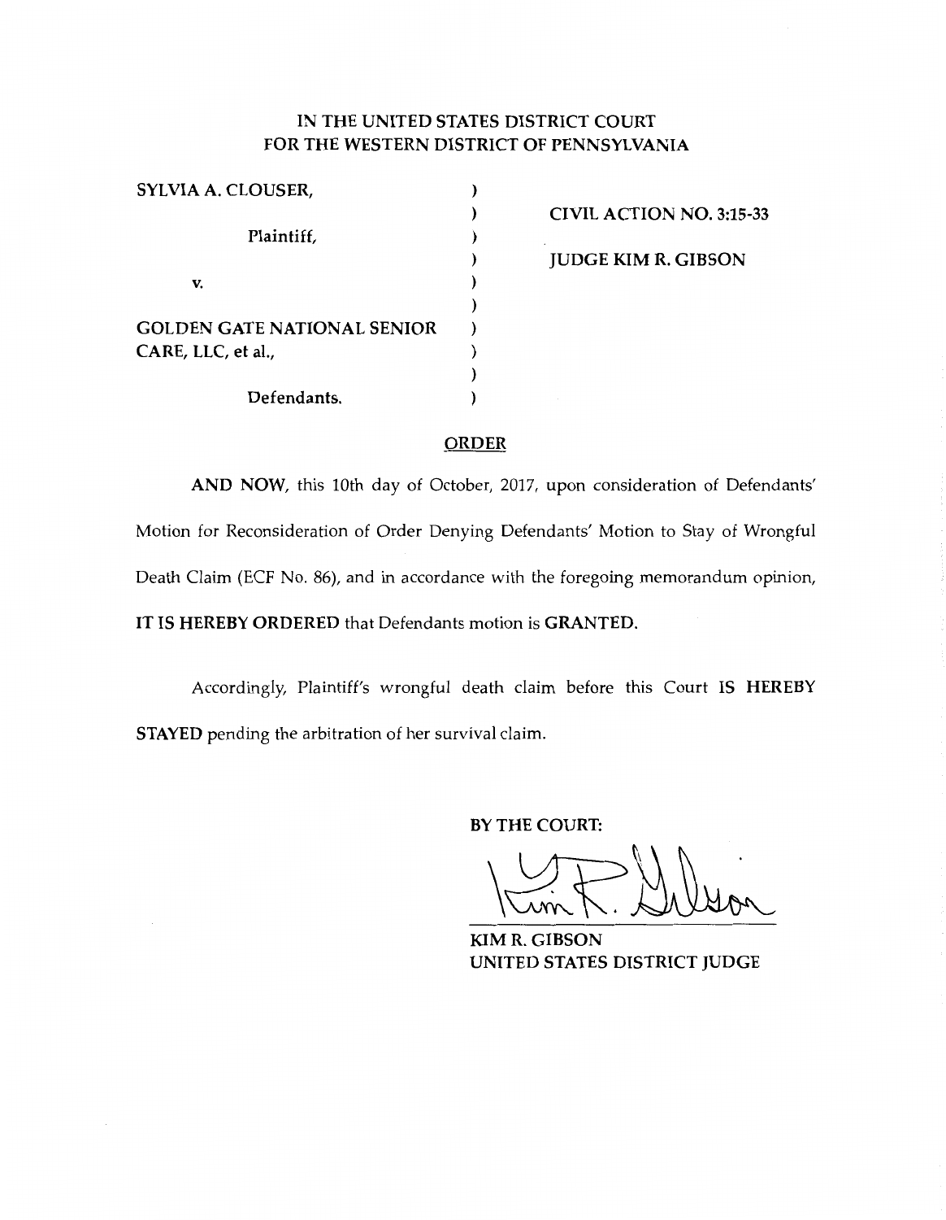IN THE UNITED STATES DISTRICT COURT
FOR THE WESTERN DISTRICT OF PENNSYLVANIA

| | | |
|---|---|---|
| SYLVIA A. CLOUSER, | ) | |
| | ) | CIVIL ACTION NO. 3:15-33 |
| Plaintiff, | ) | |
| | ) | JUDGE KIM R. GIBSON |
| v. | ) | |
| | ) | |
| GOLDEN GATE NATIONAL SENIOR CARE, LLC, et al., | ) | |
| | ) | |
| Defendants. | ) | |

**ORDER**

**AND NOW**, this 10th day of October, 2017, upon consideration of Defendants' Motion for Reconsideration of Order Denying Defendants' Motion to Stay of Wrongful Death Claim (ECF No. 86), and in accordance with the foregoing memorandum opinion, **IT IS HEREBY ORDERED** that Defendants motion is **GRANTED.**

Accordingly, Plaintiff's wrongful death claim before this Court **IS HEREBY STAYED** pending the arbitration of her survival claim.

**BY THE COURT:**

**KIM R. GIBSON**
**UNITED STATES DISTRICT JUDGE**